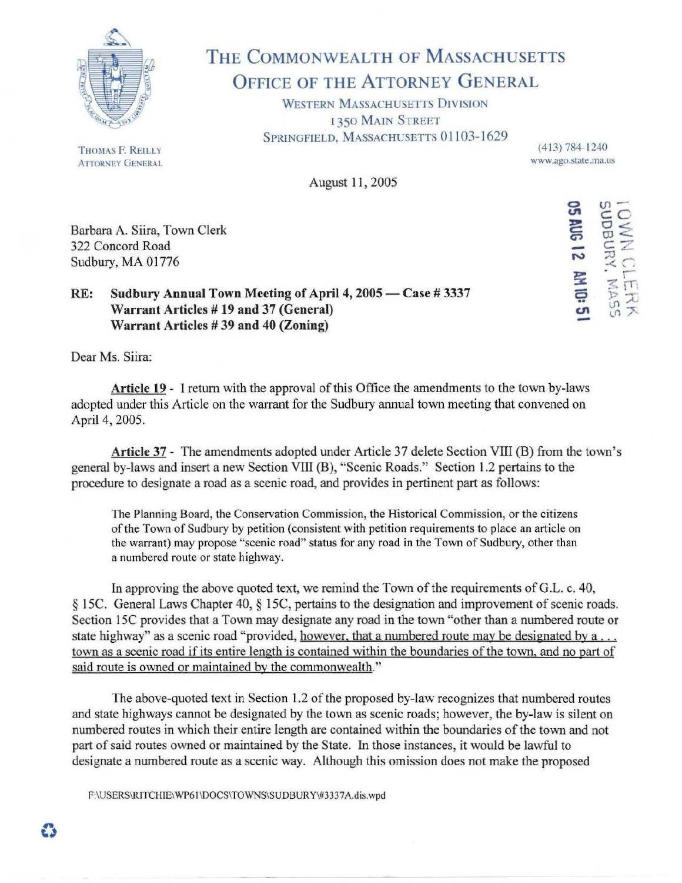# THE COMMONWEALTH OF MASSACHUSETTS
## OFFICE OF THE ATTORNEY GENERAL

WESTERN MASSACHUSETTS DIVISION
1350 MAIN STREET
SPRINGFIELD, MASSACHUSETTS 01103-1629

THOMAS F. REILLY
ATTORNEY GENERAL

(413) 784-1240
www.ago.state.ma.us

August 11, 2005

TOWN CLERK
SUDBURY, MASS
05 AUG 12 AM 10: 51

Barbara A. Siira, Town Clerk
322 Concord Road
Sudbury, MA 01776

**RE: Sudbury Annual Town Meeting of April 4, 2005 — Case # 3337**
**Warrant Articles # 19 and 37 (General)**
**Warrant Articles # 39 and 40 (Zoning)**

Dear Ms. Siira:

**Article 19** - I return with the approval of this Office the amendments to the town by-laws adopted under this Article on the warrant for the Sudbury annual town meeting that convened on April 4, 2005.

**Article 37** - The amendments adopted under Article 37 delete Section VIII (B) from the town's general by-laws and insert a new Section VIII (B), "Scenic Roads." Section 1.2 pertains to the procedure to designate a road as a scenic road, and provides in pertinent part as follows:

> The Planning Board, the Conservation Commission, the Historical Commission, or the citizens of the Town of Sudbury by petition (consistent with petition requirements to place an article on the warrant) may propose "scenic road" status for any road in the Town of Sudbury, other than a numbered route or state highway.

In approving the above quoted text, we remind the Town of the requirements of G.L. c. 40, § 15C. General Laws Chapter 40, § 15C, pertains to the designation and improvement of scenic roads. Section 15C provides that a Town may designate any road in the town "other than a numbered route or state highway" as a scenic road "provided, however, that a numbered route may be designated by a . . . town as a scenic road if its entire length is contained within the boundaries of the town, and no part of said route is owned or maintained by the commonwealth."

The above-quoted text in Section 1.2 of the proposed by-law recognizes that numbered routes and state highways cannot be designated by the town as scenic roads; however, the by-law is silent on numbered routes in which their entire length are contained within the boundaries of the town and not part of said routes owned or maintained by the State. In those instances, it would be lawful to designate a numbered route as a scenic way. Although this omission does not make the proposed

F:\USERS\RITCHIE\WP61\DOCS\TOWNS\SUDBURY\#3337A.dis.wpd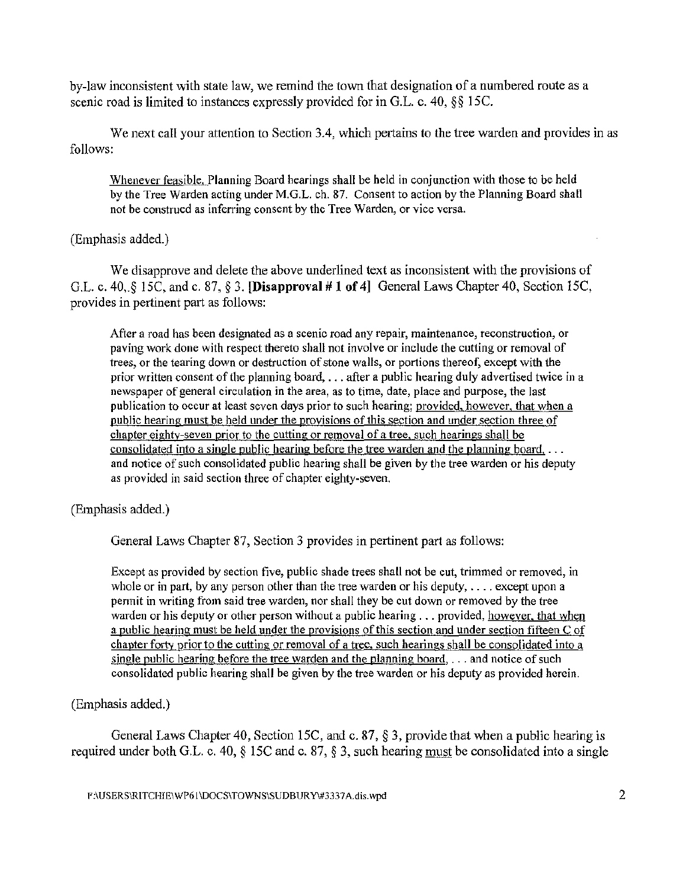by-law inconsistent with state law, we remind the town that designation of a numbered route as a scenic road is limited to instances expressly provided for in G.L. c. 40, §§ 15C.

We next call your attention to Section 3.4, which pertains to the tree warden and provides in as follows:

> Whenever feasible, Planning Board hearings shall be held in conjunction with those to be held by the Tree Warden acting under M.G.L. ch. 87. Consent to action by the Planning Board shall not be construed as inferring consent by the Tree Warden, or vice versa.

(Emphasis added.)

We disapprove and delete the above underlined text as inconsistent with the provisions of G.L. c. 40, § 15C, and c. 87, § 3. **[Disapproval # 1 of 4]** General Laws Chapter 40, Section 15C, provides in pertinent part as follows:

> After a road has been designated as a scenic road any repair, maintenance, reconstruction, or paving work done with respect thereto shall not involve or include the cutting or removal of trees, or the tearing down or destruction of stone walls, or portions thereof, except with the prior written consent of the planning board, . . . after a public hearing duly advertised twice in a newspaper of general circulation in the area, as to time, date, place and purpose, the last publication to occur at least seven days prior to such hearing; provided, however, that when a public hearing must be held under the provisions of this section and under section three of chapter eighty-seven prior to the cutting or removal of a tree, such hearings shall be consolidated into a single public hearing before the tree warden and the planning board, . . . and notice of such consolidated public hearing shall be given by the tree warden or his deputy as provided in said section three of chapter eighty-seven.

(Emphasis added.)

General Laws Chapter 87, Section 3 provides in pertinent part as follows:

> Except as provided by section five, public shade trees shall not be cut, trimmed or removed, in whole or in part, by any person other than the tree warden or his deputy, . . . . except upon a permit in writing from said tree warden, nor shall they be cut down or removed by the tree warden or his deputy or other person without a public hearing . . . provided, however, that when a public hearing must be held under the provisions of this section and under section fifteen C of chapter forty prior to the cutting or removal of a tree, such hearings shall be consolidated into a single public hearing before the tree warden and the planning board, . . . and notice of such consolidated public hearing shall be given by the tree warden or his deputy as provided herein.

(Emphasis added.)

General Laws Chapter 40, Section 15C, and c. 87, § 3, provide that when a public hearing is required under both G.L. c. 40, § 15C and c. 87, § 3, such hearing must be consolidated into a single

F:\USERS\RITCHIE\WP61\DOCS\TOWNS\SUDBURY\#3337A.dis.wpd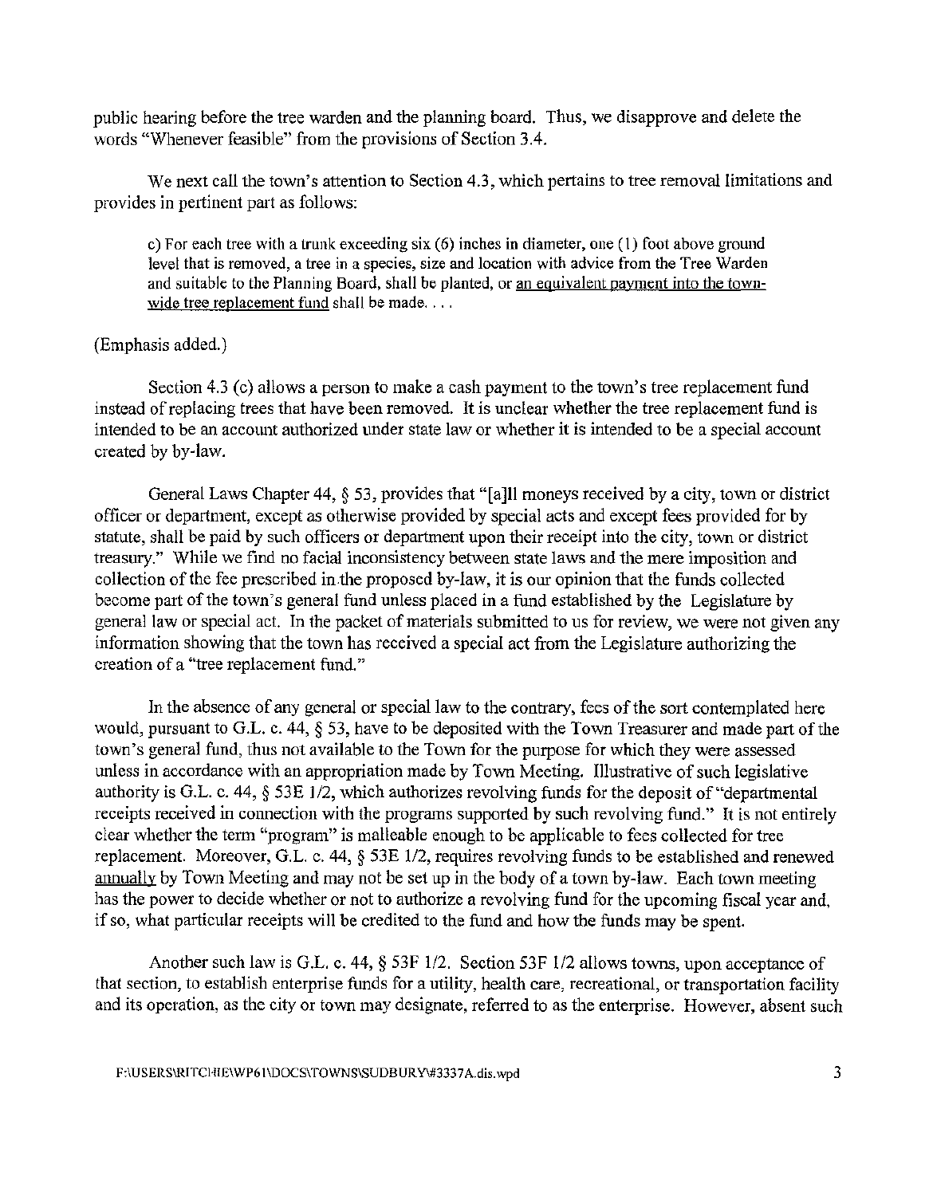public hearing before the tree warden and the planning board. Thus, we disapprove and delete the words "Whenever feasible" from the provisions of Section 3.4.

We next call the town's attention to Section 4.3, which pertains to tree removal limitations and provides in pertinent part as follows:

> c) For each tree with a trunk exceeding six (6) inches in diameter, one (1) foot above ground level that is removed, a tree in a species, size and location with advice from the Tree Warden and suitable to the Planning Board, shall be planted, or <u>an equivalent payment into the town-wide tree replacement fund</u> shall be made. . . .

(Emphasis added.)

Section 4.3 (c) allows a person to make a cash payment to the town's tree replacement fund instead of replacing trees that have been removed. It is unclear whether the tree replacement fund is intended to be an account authorized under state law or whether it is intended to be a special account created by by-law.

General Laws Chapter 44, § 53, provides that "[a]ll moneys received by a city, town or district officer or department, except as otherwise provided by special acts and except fees provided for by statute, shall be paid by such officers or department upon their receipt into the city, town or district treasury." While we find no facial inconsistency between state laws and the mere imposition and collection of the fee prescribed in the proposed by-law, it is our opinion that the funds collected become part of the town's general fund unless placed in a fund established by the Legislature by general law or special act. In the packet of materials submitted to us for review, we were not given any information showing that the town has received a special act from the Legislature authorizing the creation of a "tree replacement fund."

In the absence of any general or special law to the contrary, fees of the sort contemplated here would, pursuant to G.L. c. 44, § 53, have to be deposited with the Town Treasurer and made part of the town's general fund, thus not available to the Town for the purpose for which they were assessed unless in accordance with an appropriation made by Town Meeting. Illustrative of such legislative authority is G.L. c. 44, § 53E 1/2, which authorizes revolving funds for the deposit of "departmental receipts received in connection with the programs supported by such revolving fund." It is not entirely clear whether the term "program" is malleable enough to be applicable to fees collected for tree replacement. Moreover, G.L. c. 44, § 53E 1/2, requires revolving funds to be established and renewed <u>annually</u> by Town Meeting and may not be set up in the body of a town by-law. Each town meeting has the power to decide whether or not to authorize a revolving fund for the upcoming fiscal year and, if so, what particular receipts will be credited to the fund and how the funds may be spent.

Another such law is G.L. c. 44, § 53F 1/2. Section 53F 1/2 allows towns, upon acceptance of that section, to establish enterprise funds for a utility, health care, recreational, or transportation facility and its operation, as the city or town may designate, referred to as the enterprise. However, absent such

F:\USERS\RITCHIE\WP61\DOCS\TOWNS\SUDBURY\#3337A.dis.wpd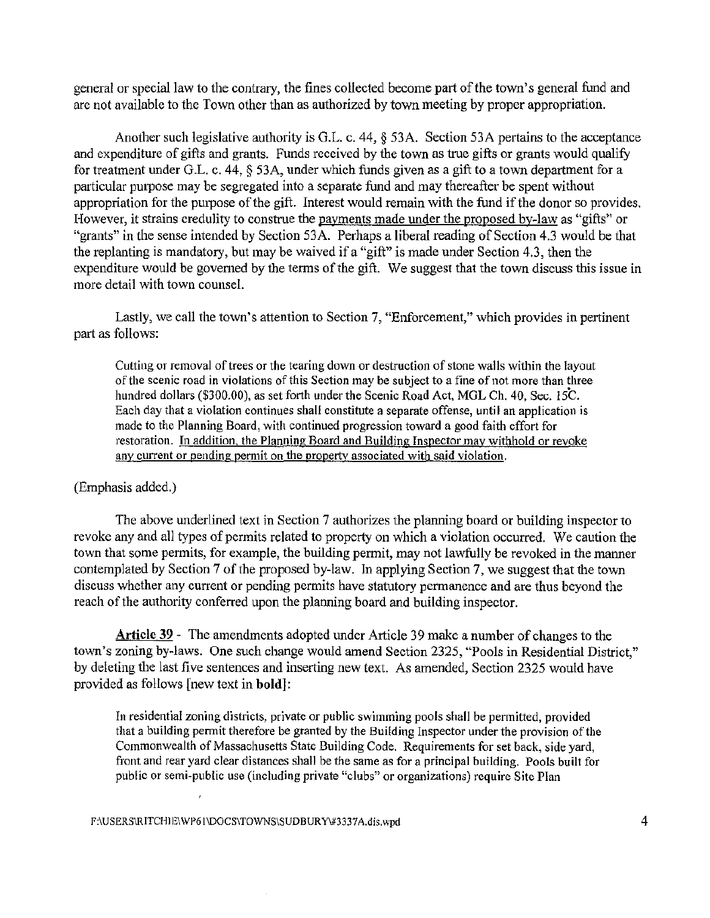general or special law to the contrary, the fines collected become part of the town's general fund and are not available to the Town other than as authorized by town meeting by proper appropriation.

Another such legislative authority is G.L. c. 44, § 53A. Section 53A pertains to the acceptance and expenditure of gifts and grants. Funds received by the town as true gifts or grants would qualify for treatment under G.L. c. 44, § 53A, under which funds given as a gift to a town department for a particular purpose may be segregated into a separate fund and may thereafter be spent without appropriation for the purpose of the gift. Interest would remain with the fund if the donor so provides. However, it strains credulity to construe the <u>payments made under the proposed by-law</u> as "gifts" or "grants" in the sense intended by Section 53A. Perhaps a liberal reading of Section 4.3 would be that the replanting is mandatory, but may be waived if a "gift" is made under Section 4.3, then the expenditure would be governed by the terms of the gift. We suggest that the town discuss this issue in more detail with town counsel.

Lastly, we call the town's attention to Section 7, "Enforcement," which provides in pertinent part as follows:

> Cutting or removal of trees or the tearing down or destruction of stone walls within the layout of the scenic road in violations of this Section may be subject to a fine of not more than three hundred dollars ($300.00), as set forth under the Scenic Road Act, MGL Ch. 40, Sec. 15C. Each day that a violation continues shall constitute a separate offense, until an application is made to the Planning Board, with continued progression toward a good faith effort for restoration. <u>In addition, the Planning Board and Building Inspector may withhold or revoke any current or pending permit on the property associated with said violation</u>.

(Emphasis added.)

The above underlined text in Section 7 authorizes the planning board or building inspector to revoke any and all types of permits related to property on which a violation occurred. We caution the town that some permits, for example, the building permit, may not lawfully be revoked in the manner contemplated by Section 7 of the proposed by-law. In applying Section 7, we suggest that the town discuss whether any current or pending permits have statutory permanence and are thus beyond the reach of the authority conferred upon the planning board and building inspector.

**<u>Article 39</u>** - The amendments adopted under Article 39 make a number of changes to the town's zoning by-laws. One such change would amend Section 2325, "Pools in Residential District," by deleting the last five sentences and inserting new text. As amended, Section 2325 would have provided as follows [new text in **bold**]:

> In residential zoning districts, private or public swimming pools shall be permitted, provided that a building permit therefore be granted by the Building Inspector under the provision of the Commonwealth of Massachusetts State Building Code. Requirements for set back, side yard, front and rear yard clear distances shall be the same as for a principal building. Pools built for public or semi-public use (including private "clubs" or organizations) require Site Plan

F:\USERS\RITCHIE\WP61\DOCS\TOWNS\SUDBURY\#3337A.dis.wpd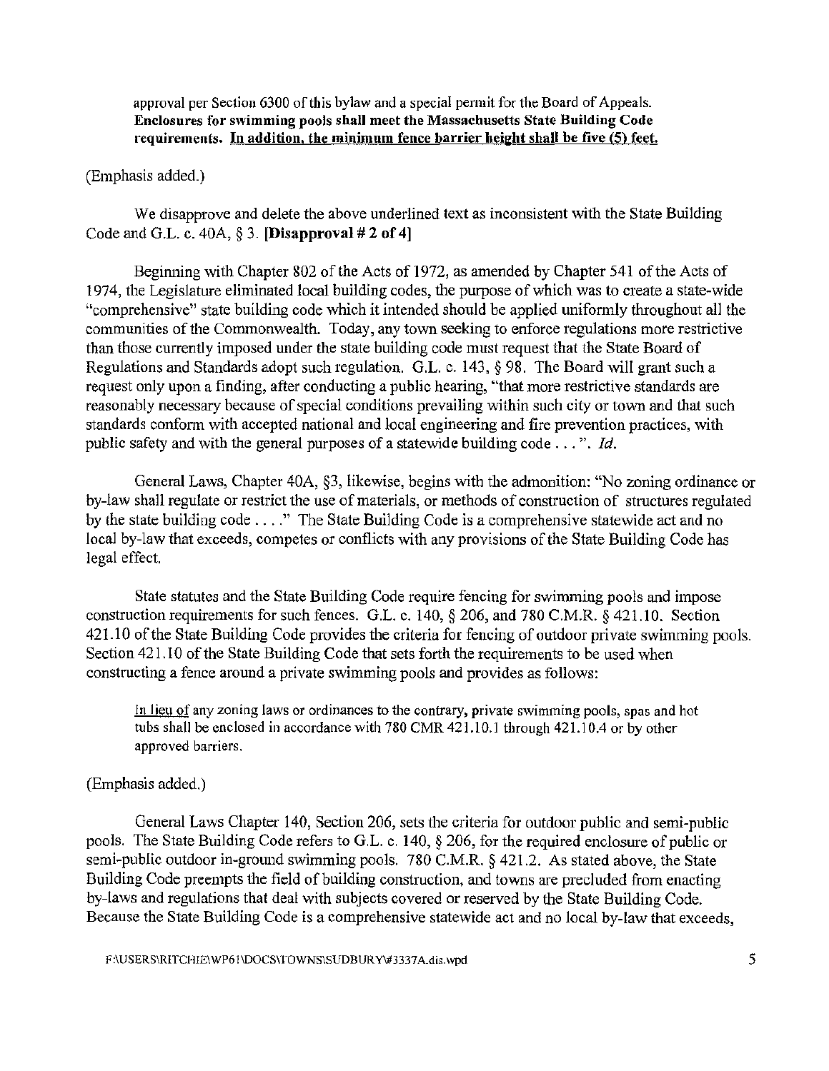approval per Section 6300 of this bylaw and a special permit for the Board of Appeals. **Enclosures for swimming pools shall meet the Massachusetts State Building Code requirements. <u>In addition, the minimum fence barrier height shall be five (5) feet.</u>**

(Emphasis added.)

We disapprove and delete the above underlined text as inconsistent with the State Building Code and G.L. c. 40A, § 3. **[Disapproval # 2 of 4]**

Beginning with Chapter 802 of the Acts of 1972, as amended by Chapter 541 of the Acts of 1974, the Legislature eliminated local building codes, the purpose of which was to create a state-wide "comprehensive" state building code which it intended should be applied uniformly throughout all the communities of the Commonwealth. Today, any town seeking to enforce regulations more restrictive than those currently imposed under the state building code must request that the State Board of Regulations and Standards adopt such regulation. G.L. c. 143, § 98. The Board will grant such a request only upon a finding, after conducting a public hearing, "that more restrictive standards are reasonably necessary because of special conditions prevailing within such city or town and that such standards conform with accepted national and local engineering and fire prevention practices, with public safety and with the general purposes of a statewide building code . . . ". *Id.*

General Laws, Chapter 40A, §3, likewise, begins with the admonition: "No zoning ordinance or by-law shall regulate or restrict the use of materials, or methods of construction of structures regulated by the state building code . . . ." The State Building Code is a comprehensive statewide act and no local by-law that exceeds, competes or conflicts with any provisions of the State Building Code has legal effect.

State statutes and the State Building Code require fencing for swimming pools and impose construction requirements for such fences. G.L. c. 140, § 206, and 780 C.M.R. § 421.10. Section 421.10 of the State Building Code provides the criteria for fencing of outdoor private swimming pools. Section 421.10 of the State Building Code that sets forth the requirements to be used when constructing a fence around a private swimming pools and provides as follows:

> <u>In lieu of</u> any zoning laws or ordinances to the contrary, private swimming pools, spas and hot tubs shall be enclosed in accordance with 780 CMR 421.10.1 through 421.10.4 or by other approved barriers.

(Emphasis added.)

General Laws Chapter 140, Section 206, sets the criteria for outdoor public and semi-public pools. The State Building Code refers to G.L. c. 140, § 206, for the required enclosure of public or semi-public outdoor in-ground swimming pools. 780 C.M.R. § 421.2. As stated above, the State Building Code preempts the field of building construction, and towns are precluded from enacting by-laws and regulations that deal with subjects covered or reserved by the State Building Code. Because the State Building Code is a comprehensive statewide act and no local by-law that exceeds,

F:\USERS\RITCHIE\WP61\DOCS\TOWNS\SUDBURY\#3337A.dis.wpd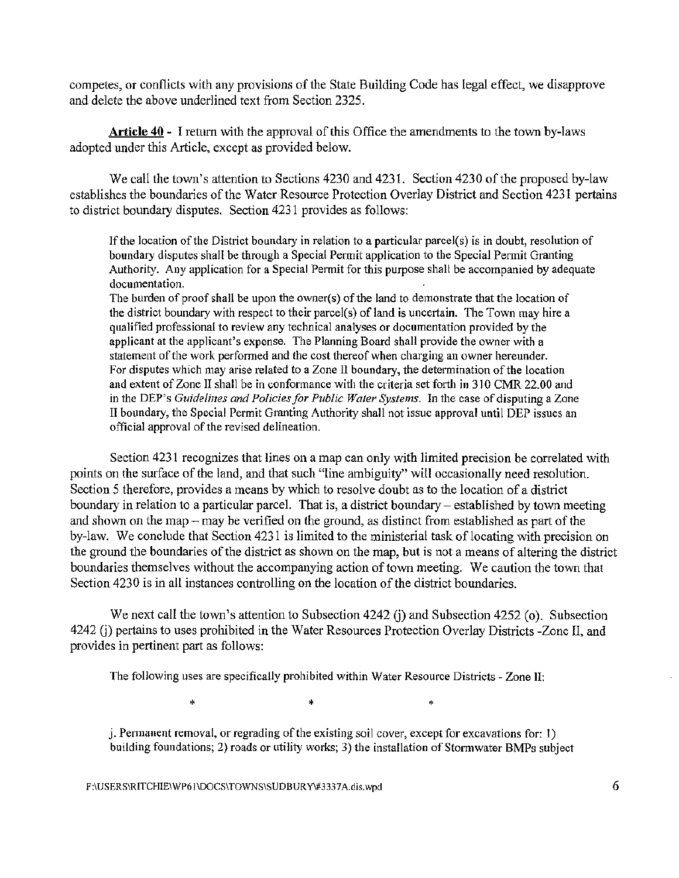competes, or conflicts with any provisions of the State Building Code has legal effect, we disapprove and delete the above underlined text from Section 2325.

**Article 40** - I return with the approval of this Office the amendments to the town by-laws adopted under this Article, except as provided below.

We call the town's attention to Sections 4230 and 4231. Section 4230 of the proposed by-law establishes the boundaries of the Water Resource Protection Overlay District and Section 4231 pertains to district boundary disputes. Section 4231 provides as follows:

> If the location of the District boundary in relation to a particular parcel(s) is in doubt, resolution of boundary disputes shall be through a Special Permit application to the Special Permit Granting Authority. Any application for a Special Permit for this purpose shall be accompanied by adequate documentation.
>
> The burden of proof shall be upon the owner(s) of the land to demonstrate that the location of the district boundary with respect to their parcel(s) of land is uncertain. The Town may hire a qualified professional to review any technical analyses or documentation provided by the applicant at the applicant's expense. The Planning Board shall provide the owner with a statement of the work performed and the cost thereof when charging an owner hereunder.
>
> For disputes which may arise related to a Zone II boundary, the determination of the location and extent of Zone II shall be in conformance with the criteria set forth in 310 CMR 22.00 and in the DEP's *Guidelines and Policies for Public Water Systems*. In the case of disputing a Zone II boundary, the Special Permit Granting Authority shall not issue approval until DEP issues an official approval of the revised delineation.

Section 4231 recognizes that lines on a map can only with limited precision be correlated with points on the surface of the land, and that such "line ambiguity" will occasionally need resolution. Section 5 therefore, provides a means by which to resolve doubt as to the location of a district boundary in relation to a particular parcel. That is, a district boundary – established by town meeting and shown on the map – may be verified on the ground, as distinct from established as part of the by-law. We conclude that Section 4231 is limited to the ministerial task of locating with precision on the ground the boundaries of the district as shown on the map, but is not a means of altering the district boundaries themselves without the accompanying action of town meeting. We caution the town that Section 4230 is in all instances controlling on the location of the district boundaries.

We next call the town's attention to Subsection 4242 (j) and Subsection 4252 (o). Subsection 4242 (j) pertains to uses prohibited in the Water Resources Protection Overlay Districts -Zone II, and provides in pertinent part as follows:

> The following uses are specifically prohibited within Water Resource Districts - Zone II:
>
> \*　　　　\*　　　　\*
>
> j. Permanent removal, or regrading of the existing soil cover, except for excavations for: 1) building foundations; 2) roads or utility works; 3) the installation of Stormwater BMPs subject

F:\USERS\RITCHIE\WP61\DOCS\TOWNS\SUDBURY\#3337A.dis.wpd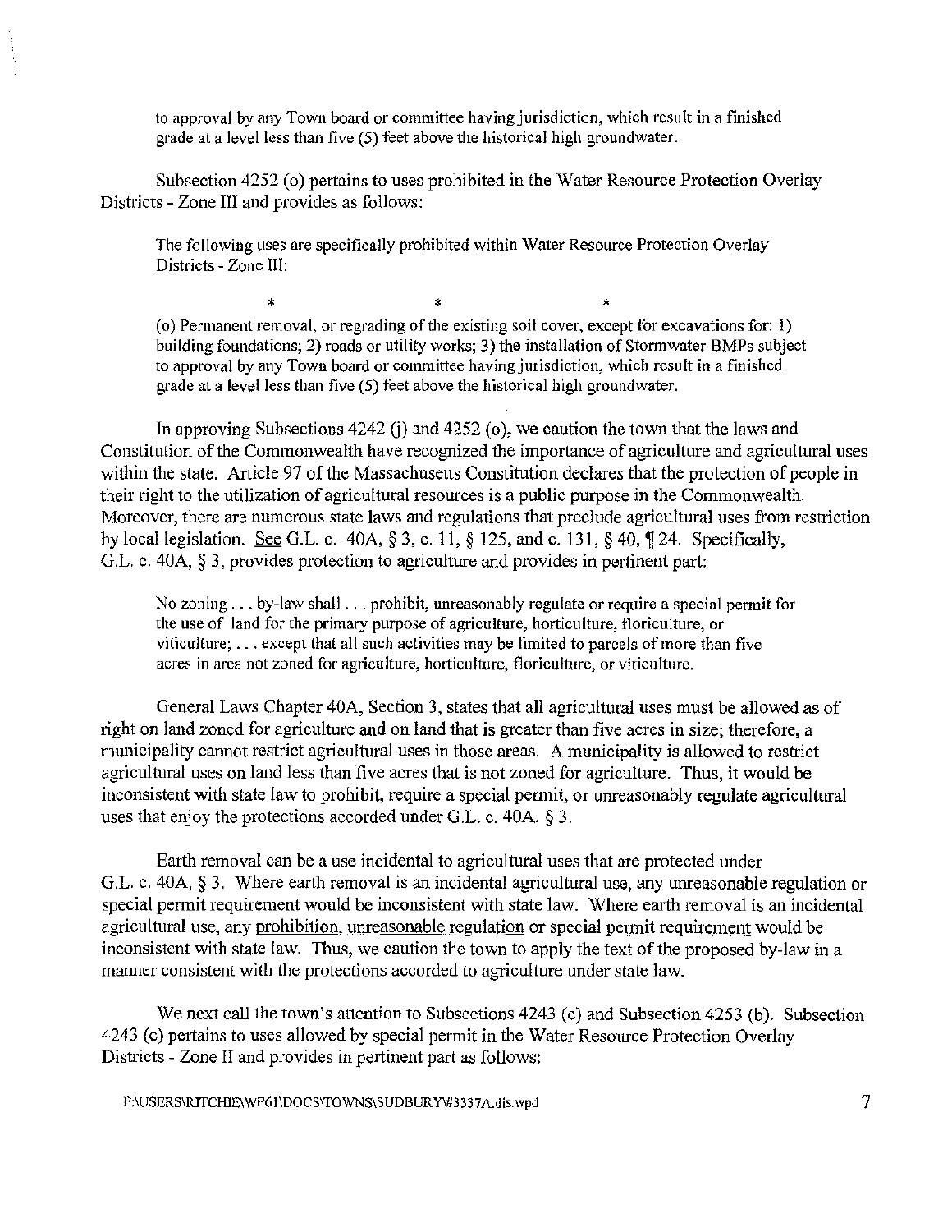to approval by any Town board or committee having jurisdiction, which result in a finished grade at a level less than five (5) feet above the historical high groundwater.

Subsection 4252 (o) pertains to uses prohibited in the Water Resource Protection Overlay Districts - Zone III and provides as follows:

> The following uses are specifically prohibited within Water Resource Protection Overlay Districts - Zone III:
>
> \*          \*          \*
>
> (o) Permanent removal, or regrading of the existing soil cover, except for excavations for: 1) building foundations; 2) roads or utility works; 3) the installation of Stormwater BMPs subject to approval by any Town board or committee having jurisdiction, which result in a finished grade at a level less than five (5) feet above the historical high groundwater.

In approving Subsections 4242 (j) and 4252 (o), we caution the town that the laws and Constitution of the Commonwealth have recognized the importance of agriculture and agricultural uses within the state. Article 97 of the Massachusetts Constitution declares that the protection of people in their right to the utilization of agricultural resources is a public purpose in the Commonwealth. Moreover, there are numerous state laws and regulations that preclude agricultural uses from restriction by local legislation. See G.L. c. 40A, § 3, c. 11, § 125, and c. 131, § 40, ¶ 24. Specifically, G.L. c. 40A, § 3, provides protection to agriculture and provides in pertinent part:

> No zoning . . . by-law shall . . . prohibit, unreasonably regulate or require a special permit for the use of land for the primary purpose of agriculture, horticulture, floriculture, or viticulture; . . . except that all such activities may be limited to parcels of more than five acres in area not zoned for agriculture, horticulture, floriculture, or viticulture.

General Laws Chapter 40A, Section 3, states that all agricultural uses must be allowed as of right on land zoned for agriculture and on land that is greater than five acres in size; therefore, a municipality cannot restrict agricultural uses in those areas. A municipality is allowed to restrict agricultural uses on land less than five acres that is not zoned for agriculture. Thus, it would be inconsistent with state law to prohibit, require a special permit, or unreasonably regulate agricultural uses that enjoy the protections accorded under G.L. c. 40A, § 3.

Earth removal can be a use incidental to agricultural uses that are protected under G.L. c. 40A, § 3. Where earth removal is an incidental agricultural use, any unreasonable regulation or special permit requirement would be inconsistent with state law. Where earth removal is an incidental agricultural use, any <u>prohibition</u>, <u>unreasonable regulation</u> or <u>special permit requirement</u> would be inconsistent with state law. Thus, we caution the town to apply the text of the proposed by-law in a manner consistent with the protections accorded to agriculture under state law.

We next call the town's attention to Subsections 4243 (c) and Subsection 4253 (b). Subsection 4243 (c) pertains to uses allowed by special permit in the Water Resource Protection Overlay Districts - Zone II and provides in pertinent part as follows: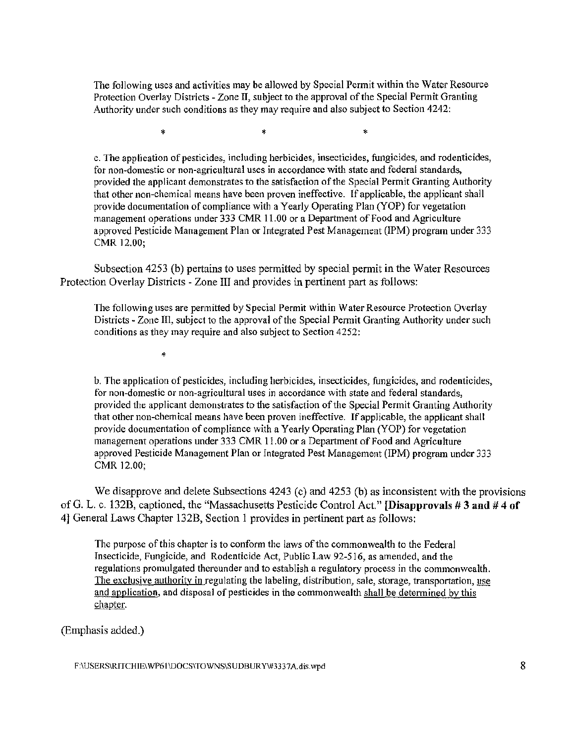> The following uses and activities may be allowed by Special Permit within the Water Resource Protection Overlay Districts - Zone II, subject to the approval of the Special Permit Granting Authority under such conditions as they may require and also subject to Section 4242:
>
> \* \* \*
>
> c. The application of pesticides, including herbicides, insecticides, fungicides, and rodenticides, for non-domestic or non-agricultural uses in accordance with state and federal standards, provided the applicant demonstrates to the satisfaction of the Special Permit Granting Authority that other non-chemical means have been proven ineffective. If applicable, the applicant shall provide documentation of compliance with a Yearly Operating Plan (YOP) for vegetation management operations under 333 CMR 11.00 or a Department of Food and Agriculture approved Pesticide Management Plan or Integrated Pest Management (IPM) program under 333 CMR 12.00;

Subsection 4253 (b) pertains to uses permitted by special permit in the Water Resources Protection Overlay Districts - Zone III and provides in pertinent part as follows:

> The following uses are permitted by Special Permit within Water Resource Protection Overlay Districts - Zone III, subject to the approval of the Special Permit Granting Authority under such conditions as they may require and also subject to Section 4252:
>
> \*
>
> b. The application of pesticides, including herbicides, insecticides, fungicides, and rodenticides, for non-domestic or non-agricultural uses in accordance with state and federal standards, provided the applicant demonstrates to the satisfaction of the Special Permit Granting Authority that other non-chemical means have been proven ineffective. If applicable, the applicant shall provide documentation of compliance with a Yearly Operating Plan (YOP) for vegetation management operations under 333 CMR 11.00 or a Department of Food and Agriculture approved Pesticide Management Plan or Integrated Pest Management (IPM) program under 333 CMR 12.00;

We disapprove and delete Subsections 4243 (c) and 4253 (b) as inconsistent with the provisions of G. L. c. 132B, captioned, the "Massachusetts Pesticide Control Act." **[Disapprovals # 3 and # 4 of 4]** General Laws Chapter 132B, Section 1 provides in pertinent part as follows:

> The purpose of this chapter is to conform the laws of the commonwealth to the Federal Insecticide, Fungicide, and Rodenticide Act, Public Law 92-516, as amended, and the regulations promulgated thereunder and to establish a regulatory process in the commonwealth. The exclusive authority in regulating the labeling, distribution, sale, storage, transportation, use and application, and disposal of pesticides in the commonwealth shall be determined by this chapter.

(Emphasis added.)

F:\USERS\RITCHIE\WP61\DOCS\TOWNS\SUDBURY\#3337A.dis.wpd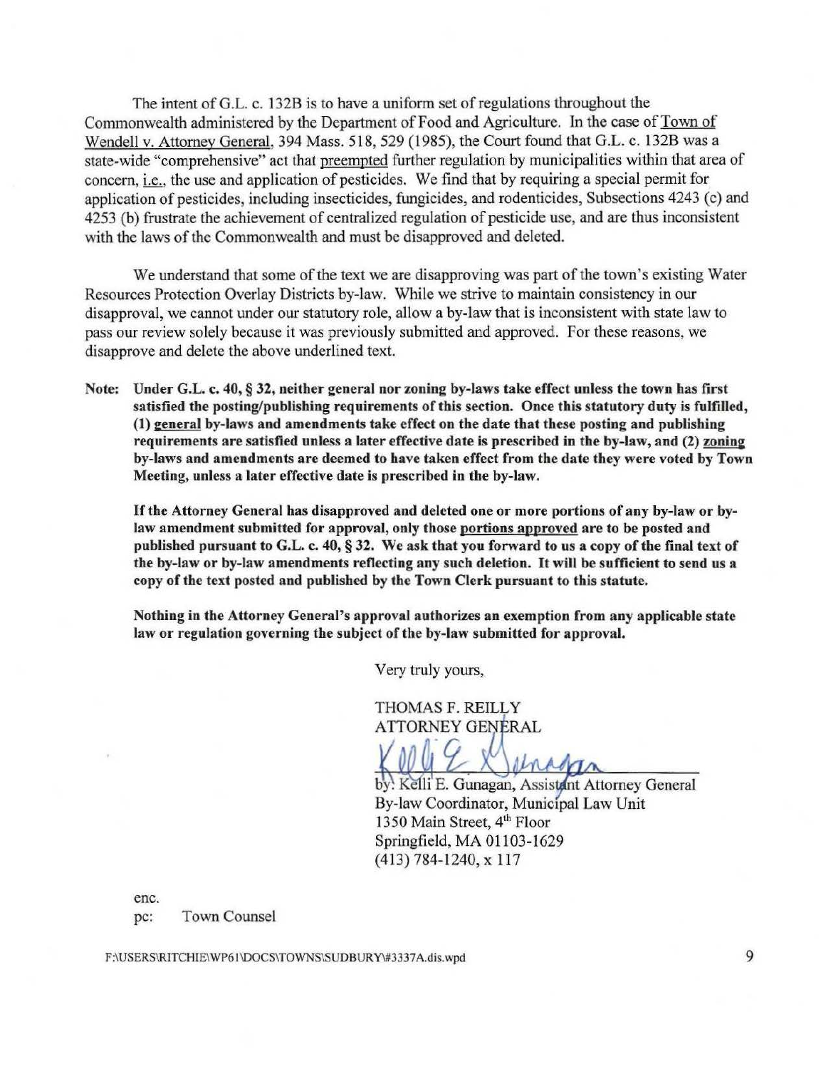The intent of G.L. c. 132B is to have a uniform set of regulations throughout the Commonwealth administered by the Department of Food and Agriculture. In the case of Town of Wendell v. Attorney General, 394 Mass. 518, 529 (1985), the Court found that G.L. c. 132B was a state-wide "comprehensive" act that preempted further regulation by municipalities within that area of concern, i.e., the use and application of pesticides. We find that by requiring a special permit for application of pesticides, including insecticides, fungicides, and rodenticides, Subsections 4243 (c) and 4253 (b) frustrate the achievement of centralized regulation of pesticide use, and are thus inconsistent with the laws of the Commonwealth and must be disapproved and deleted.

We understand that some of the text we are disapproving was part of the town's existing Water Resources Protection Overlay Districts by-law. While we strive to maintain consistency in our disapproval, we cannot under our statutory role, allow a by-law that is inconsistent with state law to pass our review solely because it was previously submitted and approved. For these reasons, we disapprove and delete the above underlined text.

**Note: Under G.L. c. 40, § 32, neither general nor zoning by-laws take effect unless the town has first satisfied the posting/publishing requirements of this section. Once this statutory duty is fulfilled, (1) general by-laws and amendments take effect on the date that these posting and publishing requirements are satisfied unless a later effective date is prescribed in the by-law, and (2) zoning by-laws and amendments are deemed to have taken effect from the date they were voted by Town Meeting, unless a later effective date is prescribed in the by-law.**

**If the Attorney General has disapproved and deleted one or more portions of any by-law or by-law amendment submitted for approval, only those portions approved are to be posted and published pursuant to G.L. c. 40, § 32. We ask that you forward to us a copy of the final text of the by-law or by-law amendments reflecting any such deletion. It will be sufficient to send us a copy of the text posted and published by the Town Clerk pursuant to this statute.**

**Nothing in the Attorney General's approval authorizes an exemption from any applicable state law or regulation governing the subject of the by-law submitted for approval.**

Very truly yours,

THOMAS F. REILLY
ATTORNEY GENERAL

by: Kelli E. Gunagan, Assistant Attorney General
By-law Coordinator, Municipal Law Unit
1350 Main Street, 4th Floor
Springfield, MA 01103-1629
(413) 784-1240, x 117

enc.
pc: Town Counsel

F:\USERS\RITCHIE\WP61\DOCS\TOWNS\SUDBURY\#3337A.dis.wpd